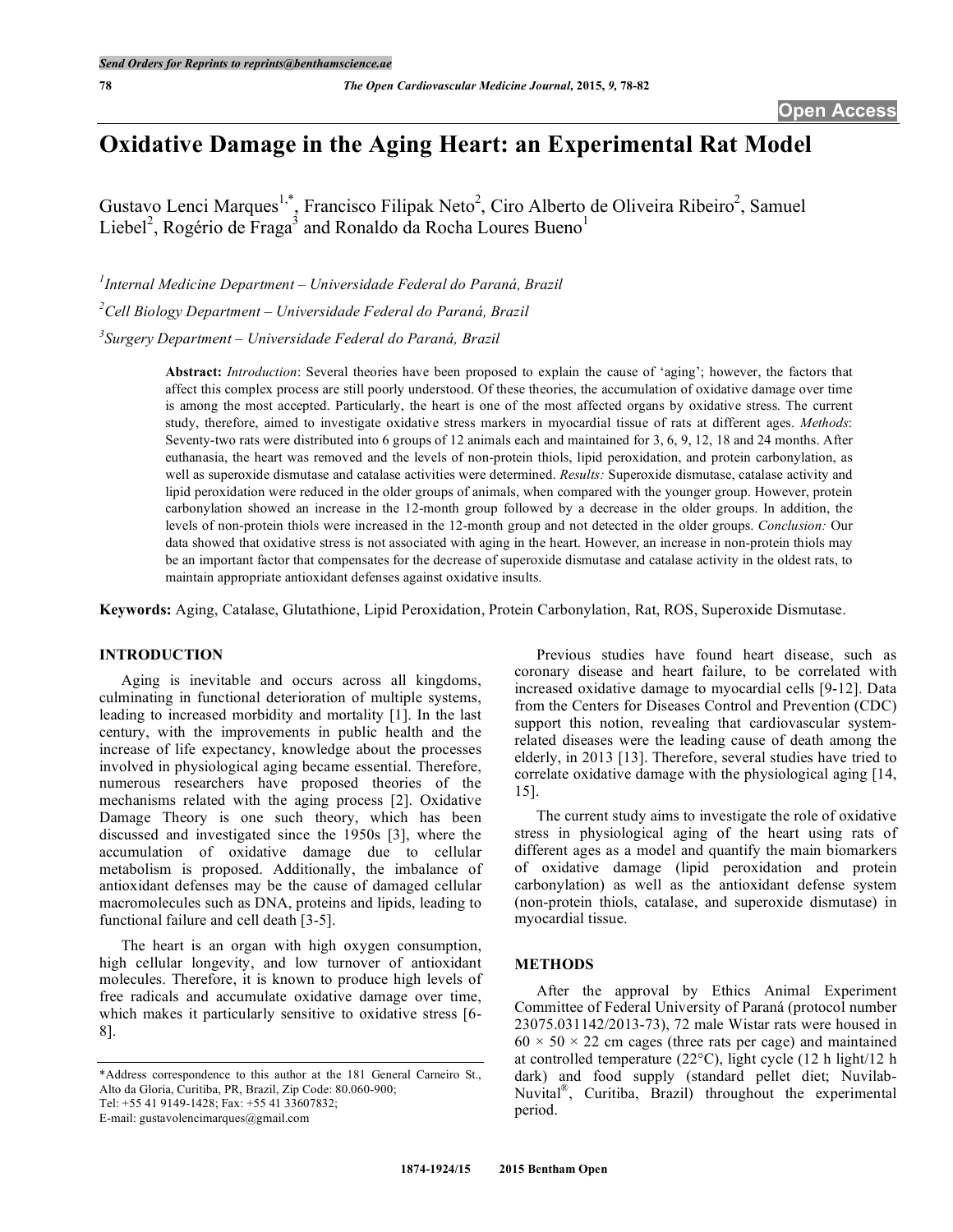# Oxidative Damage in the Aging Heart: an Experimental Rat Model

Gustavo Lenci Marques[1,*], Francisco Filipak Neto[2], Ciro Alberto de Oliveira Ribeiro[2], Samuel Liebel[2], Rogério de Fraga[3] and Ronaldo da Rocha Loures Bueno[1]

[1]*Internal Medicine Department – Universidade Federal do Paraná, Brazil*

[2]*Cell Biology Department – Universidade Federal do Paraná, Brazil*

[3]*Surgery Department – Universidade Federal do Paraná, Brazil*

**Abstract:** *Introduction*: Several theories have been proposed to explain the cause of 'aging'; however, the factors that affect this complex process are still poorly understood. Of these theories, the accumulation of oxidative damage over time is among the most accepted. Particularly, the heart is one of the most affected organs by oxidative stress. The current study, therefore, aimed to investigate oxidative stress markers in myocardial tissue of rats at different ages. *Methods*: Seventy-two rats were distributed into 6 groups of 12 animals each and maintained for 3, 6, 9, 12, 18 and 24 months. After euthanasia, the heart was removed and the levels of non-protein thiols, lipid peroxidation, and protein carbonylation, as well as superoxide dismutase and catalase activities were determined. *Results:* Superoxide dismutase, catalase activity and lipid peroxidation were reduced in the older groups of animals, when compared with the younger group. However, protein carbonylation showed an increase in the 12-month group followed by a decrease in the older groups. In addition, the levels of non-protein thiols were increased in the 12-month group and not detected in the older groups. *Conclusion:* Our data showed that oxidative stress is not associated with aging in the heart. However, an increase in non-protein thiols may be an important factor that compensates for the decrease of superoxide dismutase and catalase activity in the oldest rats, to maintain appropriate antioxidant defenses against oxidative insults.

**Keywords:** Aging, Catalase, Glutathione, Lipid Peroxidation, Protein Carbonylation, Rat, ROS, Superoxide Dismutase.

## INTRODUCTION

Aging is inevitable and occurs across all kingdoms, culminating in functional deterioration of multiple systems, leading to increased morbidity and mortality [1]. In the last century, with the improvements in public health and the increase of life expectancy, knowledge about the processes involved in physiological aging became essential. Therefore, numerous researchers have proposed theories of the mechanisms related with the aging process [2]. Oxidative Damage Theory is one such theory, which has been discussed and investigated since the 1950s [3], where the accumulation of oxidative damage due to cellular metabolism is proposed. Additionally, the imbalance of antioxidant defenses may be the cause of damaged cellular macromolecules such as DNA, proteins and lipids, leading to functional failure and cell death [3-5].

The heart is an organ with high oxygen consumption, high cellular longevity, and low turnover of antioxidant molecules. Therefore, it is known to produce high levels of free radicals and accumulate oxidative damage over time, which makes it particularly sensitive to oxidative stress [6-8].

Previous studies have found heart disease, such as coronary disease and heart failure, to be correlated with increased oxidative damage to myocardial cells [9-12]. Data from the Centers for Diseases Control and Prevention (CDC) support this notion, revealing that cardiovascular system-related diseases were the leading cause of death among the elderly, in 2013 [13]. Therefore, several studies have tried to correlate oxidative damage with the physiological aging [14, 15].

The current study aims to investigate the role of oxidative stress in physiological aging of the heart using rats of different ages as a model and quantify the main biomarkers of oxidative damage (lipid peroxidation and protein carbonylation) as well as the antioxidant defense system (non-protein thiols, catalase, and superoxide dismutase) in myocardial tissue.

## METHODS

After the approval by Ethics Animal Experiment Committee of Federal University of Paraná (protocol number 23075.031142/2013-73), 72 male Wistar rats were housed in 60 × 50 × 22 cm cages (three rats per cage) and maintained at controlled temperature (22°C), light cycle (12 h light/12 h dark) and food supply (standard pellet diet; Nuvilab-Nuvital®, Curitiba, Brazil) throughout the experimental period.

*Address correspondence to this author at the 181 General Carneiro St., Alto da Gloria, Curitiba, PR, Brazil, Zip Code: 80.060-900; Tel: +55 41 9149-1428; Fax: +55 41 33607832; E-mail: gustavolencimarques@gmail.com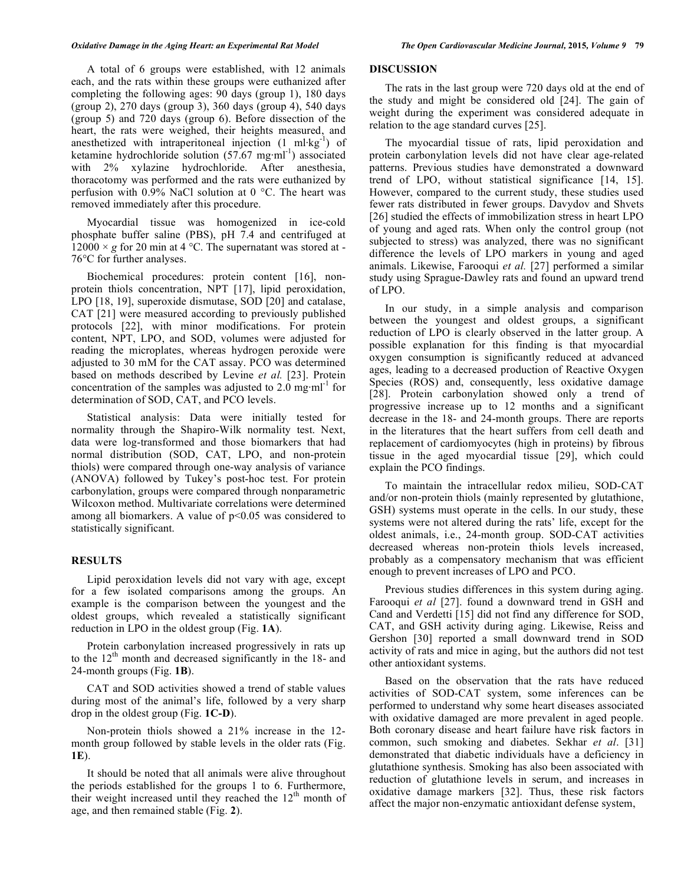A total of 6 groups were established, with 12 animals each, and the rats within these groups were euthanized after completing the following ages: 90 days (group 1), 180 days (group 2), 270 days (group 3), 360 days (group 4), 540 days (group 5) and 720 days (group 6). Before dissection of the heart, the rats were weighed, their heights measured, and anesthetized with intraperitoneal injection (1 $ml \cdot kg^{-1}$) of ketamine hydrochloride solution (57.67 $mg \cdot ml^{-1}$) associated with 2% xylazine hydrochloride. After anesthesia, thoracotomy was performed and the rats were euthanized by perfusion with 0.9% NaCl solution at 0 °C. The heart was removed immediately after this procedure.

Myocardial tissue was homogenized in ice-cold phosphate buffer saline (PBS), pH 7.4 and centrifuged at $12000 \times g$ for 20 min at 4 °C. The supernatant was stored at -76°C for further analyses.

Biochemical procedures: protein content [16], non-protein thiols concentration, NPT [17], lipid peroxidation, LPO [18, 19], superoxide dismutase, SOD [20] and catalase, CAT [21] were measured according to previously published protocols [22], with minor modifications. For protein content, NPT, LPO, and SOD, volumes were adjusted for reading the microplates, whereas hydrogen peroxide were adjusted to 30 mM for the CAT assay. PCO was determined based on methods described by Levine *et al.* [23]. Protein concentration of the samples was adjusted to 2.0 $mg \cdot ml^{-1}$ for determination of SOD, CAT, and PCO levels.

Statistical analysis: Data were initially tested for normality through the Shapiro-Wilk normality test. Next, data were log-transformed and those biomarkers that had normal distribution (SOD, CAT, LPO, and non-protein thiols) were compared through one-way analysis of variance (ANOVA) followed by Tukey's post-hoc test. For protein carbonylation, groups were compared through nonparametric Wilcoxon method. Multivariate correlations were determined among all biomarkers. A value of $p<0.05$ was considered to statistically significant.

## RESULTS

Lipid peroxidation levels did not vary with age, except for a few isolated comparisons among the groups. An example is the comparison between the youngest and the oldest groups, which revealed a statistically significant reduction in LPO in the oldest group (Fig. **1A**).

Protein carbonylation increased progressively in rats up to the 12th month and decreased significantly in the 18- and 24-month groups (Fig. **1B**).

CAT and SOD activities showed a trend of stable values during most of the animal's life, followed by a very sharp drop in the oldest group (Fig. **1C-D**).

Non-protein thiols showed a 21% increase in the 12-month group followed by stable levels in the older rats (Fig. **1E**).

It should be noted that all animals were alive throughout the periods established for the groups 1 to 6. Furthermore, their weight increased until they reached the 12th month of age, and then remained stable (Fig. **2**).

## DISCUSSION

The rats in the last group were 720 days old at the end of the study and might be considered old [24]. The gain of weight during the experiment was considered adequate in relation to the age standard curves [25].

The myocardial tissue of rats, lipid peroxidation and protein carbonylation levels did not have clear age-related patterns. Previous studies have demonstrated a downward trend of LPO, without statistical significance [14, 15]. However, compared to the current study, these studies used fewer rats distributed in fewer groups. Davydov and Shvets [26] studied the effects of immobilization stress in heart LPO of young and aged rats. When only the control group (not subjected to stress) was analyzed, there was no significant difference the levels of LPO markers in young and aged animals. Likewise, Farooqui *et al.* [27] performed a similar study using Sprague-Dawley rats and found an upward trend of LPO.

In our study, in a simple analysis and comparison between the youngest and oldest groups, a significant reduction of LPO is clearly observed in the latter group. A possible explanation for this finding is that myocardial oxygen consumption is significantly reduced at advanced ages, leading to a decreased production of Reactive Oxygen Species (ROS) and, consequently, less oxidative damage [28]. Protein carbonylation showed only a trend of progressive increase up to 12 months and a significant decrease in the 18- and 24-month groups. There are reports in the literatures that the heart suffers from cell death and replacement of cardiomyocytes (high in proteins) by fibrous tissue in the aged myocardial tissue [29], which could explain the PCO findings.

To maintain the intracellular redox milieu, SOD-CAT and/or non-protein thiols (mainly represented by glutathione, GSH) systems must operate in the cells. In our study, these systems were not altered during the rats' life, except for the oldest animals, i.e., 24-month group. SOD-CAT activities decreased whereas non-protein thiols levels increased, probably as a compensatory mechanism that was efficient enough to prevent increases of LPO and PCO.

Previous studies differences in this system during aging. Farooqui *et al* [27]. found a downward trend in GSH and Cand and Verdetti [15] did not find any difference for SOD, CAT, and GSH activity during aging. Likewise, Reiss and Gershon [30] reported a small downward trend in SOD activity of rats and mice in aging, but the authors did not test other antioxidant systems.

Based on the observation that the rats have reduced activities of SOD-CAT system, some inferences can be performed to understand why some heart diseases associated with oxidative damaged are more prevalent in aged people. Both coronary disease and heart failure have risk factors in common, such smoking and diabetes. Sekhar *et al*. [31] demonstrated that diabetic individuals have a deficiency in glutathione synthesis. Smoking has also been associated with reduction of glutathione levels in serum, and increases in oxidative damage markers [32]. Thus, these risk factors affect the major non-enzymatic antioxidant defense system,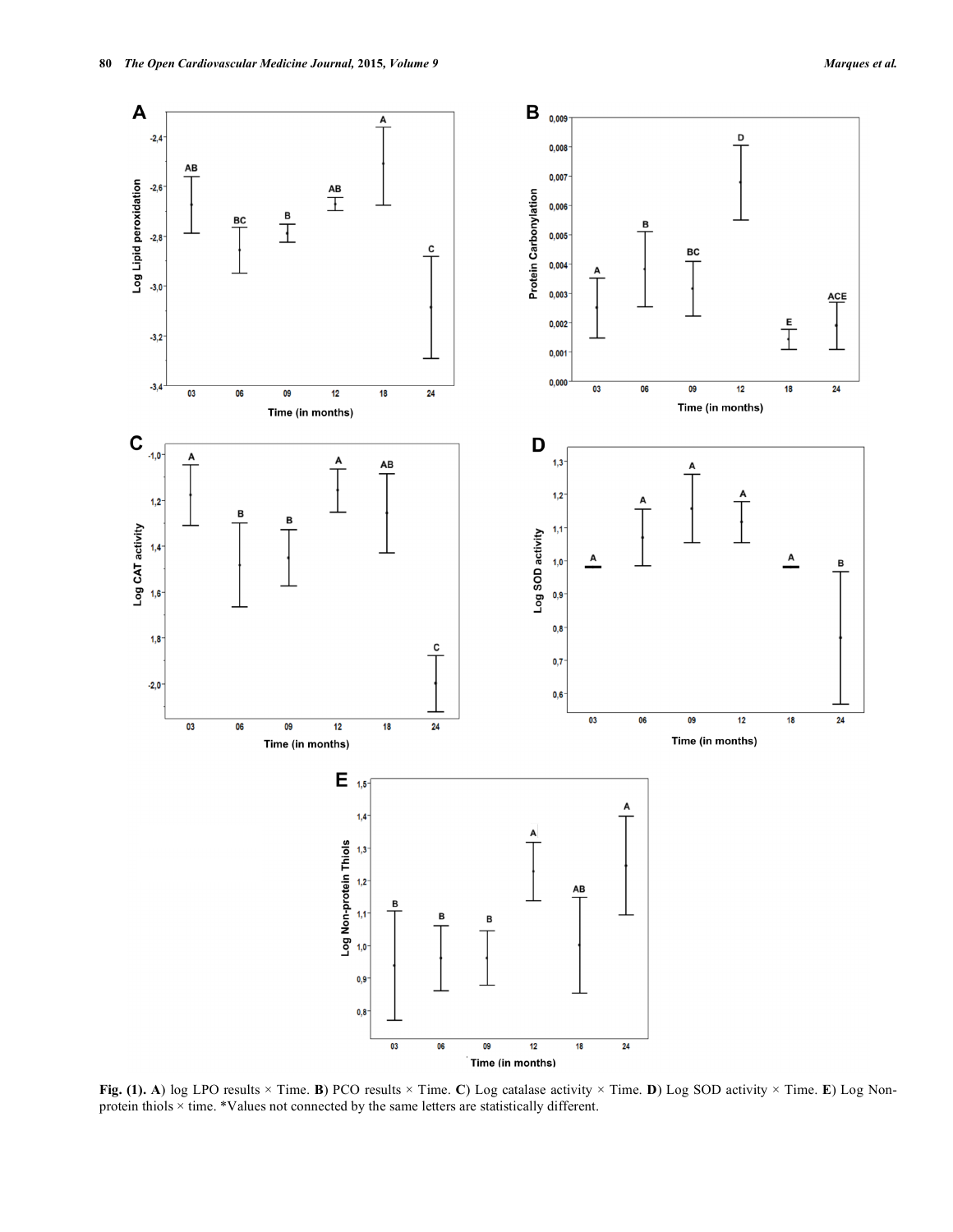**Fig. (1). A**) log LPO results × Time. **B**) PCO results × Time. **C**) Log catalase activity × Time. **D**) Log SOD activity × Time. **E**) Log Non-protein thiols × time. *Values not connected by the same letters are statistically different.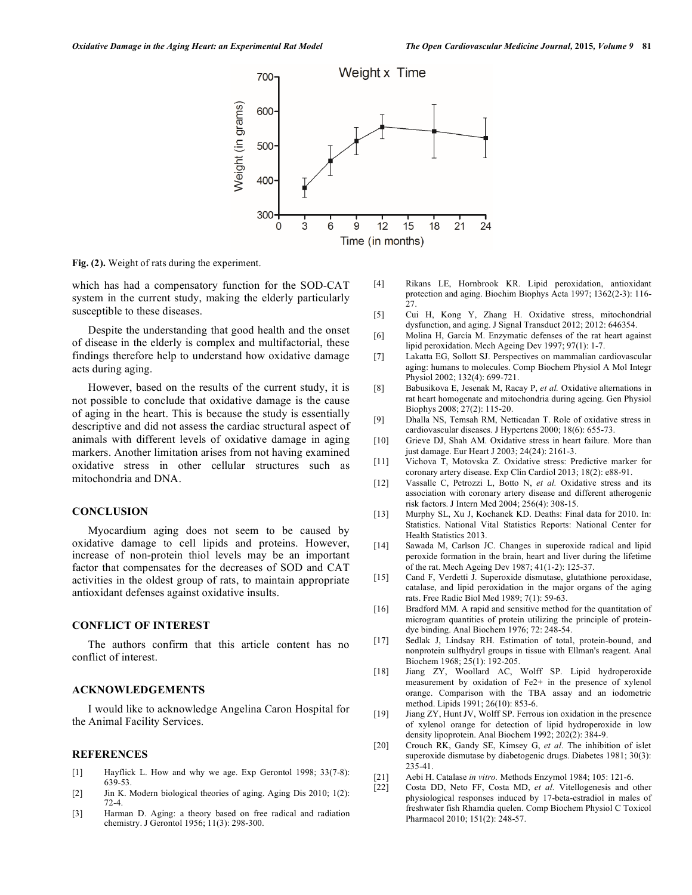Fig. (2). Weight of rats during the experiment.

which has had a compensatory function for the SOD-CAT system in the current study, making the elderly particularly susceptible to these diseases.

Despite the understanding that good health and the onset of disease in the elderly is complex and multifactorial, these findings therefore help to understand how oxidative damage acts during aging.

However, based on the results of the current study, it is not possible to conclude that oxidative damage is the cause of aging in the heart. This is because the study is essentially descriptive and did not assess the cardiac structural aspect of animals with different levels of oxidative damage in aging markers. Another limitation arises from not having examined oxidative stress in other cellular structures such as mitochondria and DNA.

## CONCLUSION

Myocardium aging does not seem to be caused by oxidative damage to cell lipids and proteins. However, increase of non-protein thiol levels may be an important factor that compensates for the decreases of SOD and CAT activities in the oldest group of rats, to maintain appropriate antioxidant defenses against oxidative insults.

## CONFLICT OF INTEREST

The authors confirm that this article content has no conflict of interest.

## ACKNOWLEDGEMENTS

I would like to acknowledge Angelina Caron Hospital for the Animal Facility Services.

## REFERENCES

[1] Hayflick L. How and why we age. Exp Gerontol 1998; 33(7-8): 639-53.

[2] Jin K. Modern biological theories of aging. Aging Dis 2010; 1(2): 72-4.

[3] Harman D. Aging: a theory based on free radical and radiation chemistry. J Gerontol 1956; 11(3): 298-300.

[4] Rikans LE, Hornbrook KR. Lipid peroxidation, antioxidant protection and aging. Biochim Biophys Acta 1997; 1362(2-3): 116-27.

[5] Cui H, Kong Y, Zhang H. Oxidative stress, mitochondrial dysfunction, and aging. J Signal Transduct 2012; 2012: 646354.

[6] Molina H, García M. Enzymatic defenses of the rat heart against lipid peroxidation. Mech Ageing Dev 1997; 97(1): 1-7.

[7] Lakatta EG, Sollott SJ. Perspectives on mammalian cardiovascular aging: humans to molecules. Comp Biochem Physiol A Mol Integr Physiol 2002; 132(4): 699-721.

[8] Babusikova E, Jesenak M, Racay P, *et al.* Oxidative alternations in rat heart homogenate and mitochondria during ageing. Gen Physiol Biophys 2008; 27(2): 115-20.

[9] Dhalla NS, Temsah RM, Netticadan T. Role of oxidative stress in cardiovascular diseases. J Hypertens 2000; 18(6): 655-73.

[10] Grieve DJ, Shah AM. Oxidative stress in heart failure. More than just damage. Eur Heart J 2003; 24(24): 2161-3.

[11] Vichova T, Motovska Z. Oxidative stress: Predictive marker for coronary artery disease. Exp Clin Cardiol 2013; 18(2): e88-91.

[12] Vassalle C, Petrozzi L, Botto N, *et al.* Oxidative stress and its association with coronary artery disease and different atherogenic risk factors. J Intern Med 2004; 256(4): 308-15.

[13] Murphy SL, Xu J, Kochanek KD. Deaths: Final data for 2010. In: Statistics. National Vital Statistics Reports: National Center for Health Statistics 2013.

[14] Sawada M, Carlson JC. Changes in superoxide radical and lipid peroxide formation in the brain, heart and liver during the lifetime of the rat. Mech Ageing Dev 1987; 41(1-2): 125-37.

[15] Cand F, Verdetti J. Superoxide dismutase, glutathione peroxidase, catalase, and lipid peroxidation in the major organs of the aging rats. Free Radic Biol Med 1989; 7(1): 59-63.

[16] Bradford MM. A rapid and sensitive method for the quantitation of microgram quantities of protein utilizing the principle of protein-dye binding. Anal Biochem 1976; 72: 248-54.

[17] Sedlak J, Lindsay RH. Estimation of total, protein-bound, and nonprotein sulfhydryl groups in tissue with Ellman's reagent. Anal Biochem 1968; 25(1): 192-205.

[18] Jiang ZY, Woollard AC, Wolff SP. Lipid hydroperoxide measurement by oxidation of Fe2+ in the presence of xylenol orange. Comparison with the TBA assay and an iodometric method. Lipids 1991; 26(10): 853-6.

[19] Jiang ZY, Hunt JV, Wolff SP. Ferrous ion oxidation in the presence of xylenol orange for detection of lipid hydroperoxide in low density lipoprotein. Anal Biochem 1992; 202(2): 384-9.

[20] Crouch RK, Gandy SE, Kimsey G, *et al.* The inhibition of islet superoxide dismutase by diabetogenic drugs. Diabetes 1981; 30(3): 235-41.

[21] Aebi H. Catalase *in vitro.* Methods Enzymol 1984; 105: 121-6.

[22] Costa DD, Neto FF, Costa MD, *et al.* Vitellogenesis and other physiological responses induced by 17-beta-estradiol in males of freshwater fish Rhamdia quelen. Comp Biochem Physiol C Toxicol Pharmacol 2010; 151(2): 248-57.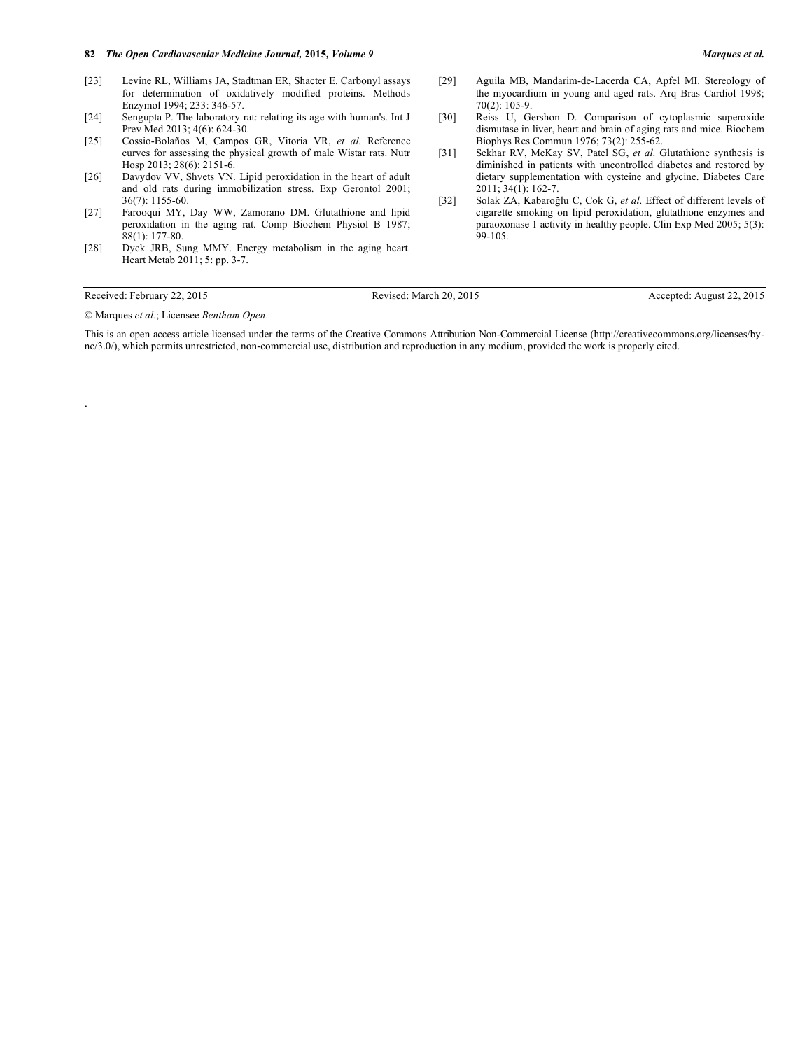[23] Levine RL, Williams JA, Stadtman ER, Shacter E. Carbonyl assays for determination of oxidatively modified proteins. Methods Enzymol 1994; 233: 346-57.

[24] Sengupta P. The laboratory rat: relating its age with human's. Int J Prev Med 2013; 4(6): 624-30.

[25] Cossio-Bolaños M, Campos GR, Vitoria VR, *et al.* Reference curves for assessing the physical growth of male Wistar rats. Nutr Hosp 2013; 28(6): 2151-6.

[26] Davydov VV, Shvets VN. Lipid peroxidation in the heart of adult and old rats during immobilization stress. Exp Gerontol 2001; 36(7): 1155-60.

[27] Farooqui MY, Day WW, Zamorano DM. Glutathione and lipid peroxidation in the aging rat. Comp Biochem Physiol B 1987; 88(1): 177-80.

[28] Dyck JRB, Sung MMY. Energy metabolism in the aging heart. Heart Metab 2011; 5: pp. 3-7.

[29] Aguila MB, Mandarim-de-Lacerda CA, Apfel MI. Stereology of the myocardium in young and aged rats. Arq Bras Cardiol 1998; 70(2): 105-9.

[30] Reiss U, Gershon D. Comparison of cytoplasmic superoxide dismutase in liver, heart and brain of aging rats and mice. Biochem Biophys Res Commun 1976; 73(2): 255-62.

[31] Sekhar RV, McKay SV, Patel SG, *et al*. Glutathione synthesis is diminished in patients with uncontrolled diabetes and restored by dietary supplementation with cysteine and glycine. Diabetes Care 2011; 34(1): 162-7.

[32] Solak ZA, Kabaroğlu C, Cok G, *et al*. Effect of different levels of cigarette smoking on lipid peroxidation, glutathione enzymes and paraoxonase 1 activity in healthy people. Clin Exp Med 2005; 5(3): 99-105.

Received: February 22, 2015 Revised: March 20, 2015 Accepted: August 22, 2015

© Marques *et al.*; Licensee *Bentham Open*.

This is an open access article licensed under the terms of the Creative Commons Attribution Non-Commercial License (http://creativecommons.org/licenses/by-nc/3.0/), which permits unrestricted, non-commercial use, distribution and reproduction in any medium, provided the work is properly cited.